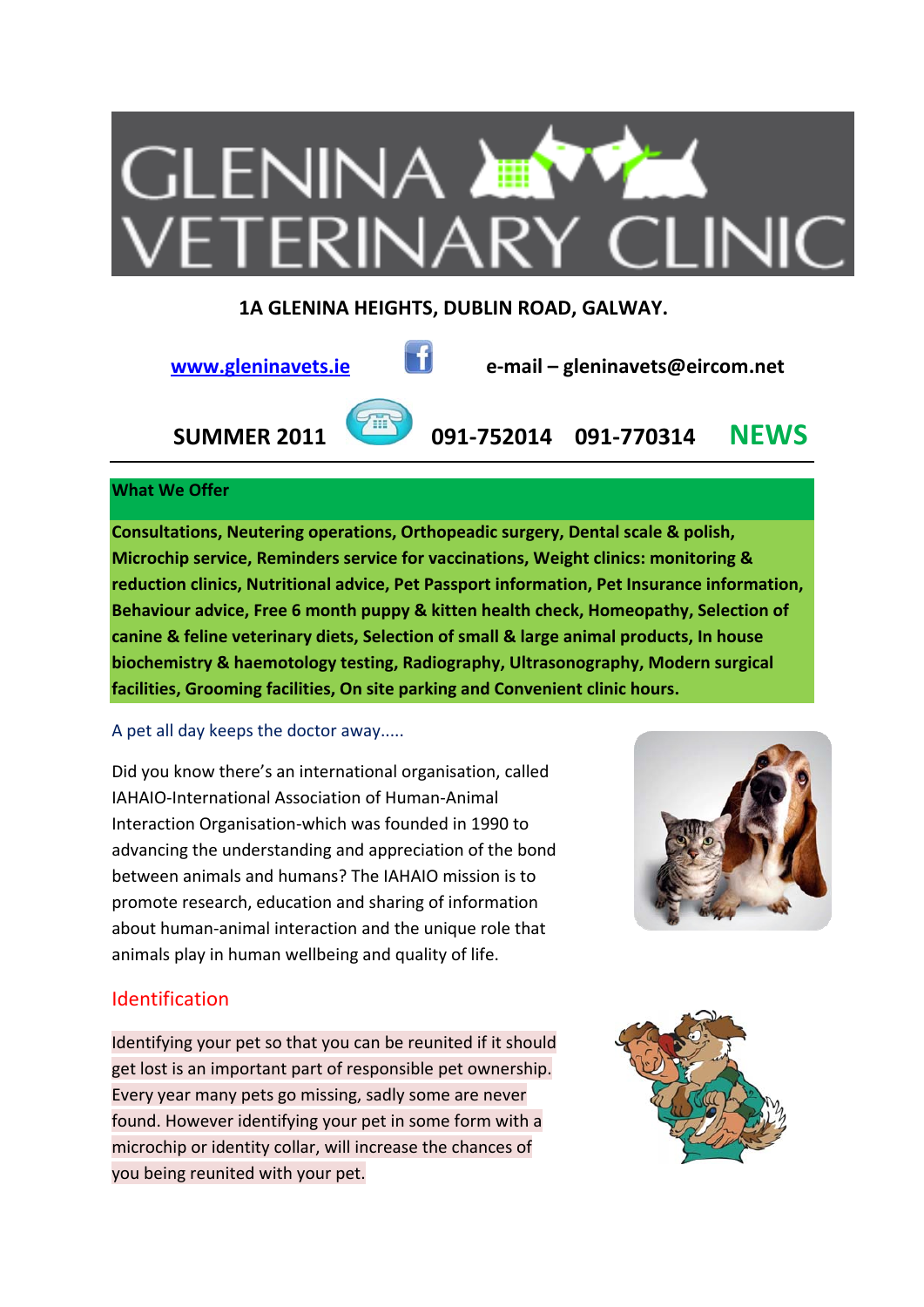# GLENINA VETERINARY CLINIC

**1A GLENINA HEIGHTS, DUBLIN ROAD, GALWAY.**

[www.gleninavets.ie](http://www.gleninavets.ie) **e-mail – gleninavets@eircom.net**

**SUMMER 2011** **091-752014 091-770314** **NEWS**

---

**What We Offer**

**Consultations, Neutering operations, Orthopeadic surgery, Dental scale & polish, Microchip service, Reminders service for vaccinations, Weight clinics: monitoring & reduction clinics, Nutritional advice, Pet Passport information, Pet Insurance information, Behaviour advice, Free 6 month puppy & kitten health check, Homeopathy, Selection of canine & feline veterinary diets, Selection of small & large animal products, In house biochemistry & haemotology testing, Radiography, Ultrasonography, Modern surgical facilities, Grooming facilities, On site parking and Convenient clinic hours.**

A pet all day keeps the doctor away.....

Did you know there's an international organisation, called IAHAIO-International Association of Human-Animal Interaction Organisation-which was founded in 1990 to advancing the understanding and appreciation of the bond between animals and humans? The IAHAIO mission is to promote research, education and sharing of information about human-animal interaction and the unique role that animals play in human wellbeing and quality of life.

## Identification

Identifying your pet so that you can be reunited if it should get lost is an important part of responsible pet ownership. Every year many pets go missing, sadly some are never found. However identifying your pet in some form with a microchip or identity collar, will increase the chances of you being reunited with your pet.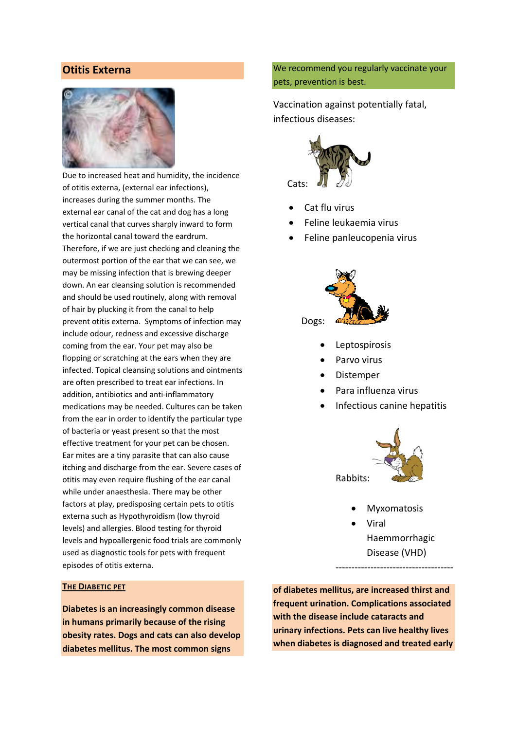## Otitis Externa

Due to increased heat and humidity, the incidence of otitis externa, (external ear infections), increases during the summer months. The external ear canal of the cat and dog has a long vertical canal that curves sharply inward to form the horizontal canal toward the eardrum. Therefore, if we are just checking and cleaning the outermost portion of the ear that we can see, we may be missing infection that is brewing deeper down. An ear cleansing solution is recommended and should be used routinely, along with removal of hair by plucking it from the canal to help prevent otitis externa. Symptoms of infection may include odour, redness and excessive discharge coming from the ear. Your pet may also be flopping or scratching at the ears when they are infected. Topical cleansing solutions and ointments are often prescribed to treat ear infections. In addition, antibiotics and anti-inflammatory medications may be needed. Cultures can be taken from the ear in order to identify the particular type of bacteria or yeast present so that the most effective treatment for your pet can be chosen. Ear mites are a tiny parasite that can also cause itching and discharge from the ear. Severe cases of otitis may even require flushing of the ear canal while under anaesthesia. There may be other factors at play, predisposing certain pets to otitis externa such as Hypothyroidism (low thyroid levels) and allergies. Blood testing for thyroid levels and hypoallergenic food trials are commonly used as diagnostic tools for pets with frequent episodes of otitis externa.

We recommend you regularly vaccinate your pets, prevention is best.

Vaccination against potentially fatal, infectious diseases:

Cats:

- Cat flu virus
- Feline leukaemia virus
- Feline panleucopenia virus

Dogs:

- Leptospirosis
- Parvo virus
- Distemper
- Para influenza virus
- Infectious canine hepatitis

Rabbits:

- Myxomatosis
- Viral Haemmorrhagic Disease (VHD)

-------------------------------------

## The Diabetic Pet

**Diabetes is an increasingly common disease in humans primarily because of the rising obesity rates. Dogs and cats can also develop diabetes mellitus. The most common signs of diabetes mellitus, are increased thirst and frequent urination. Complications associated with the disease include cataracts and urinary infections. Pets can live healthy lives when diabetes is diagnosed and treated early**